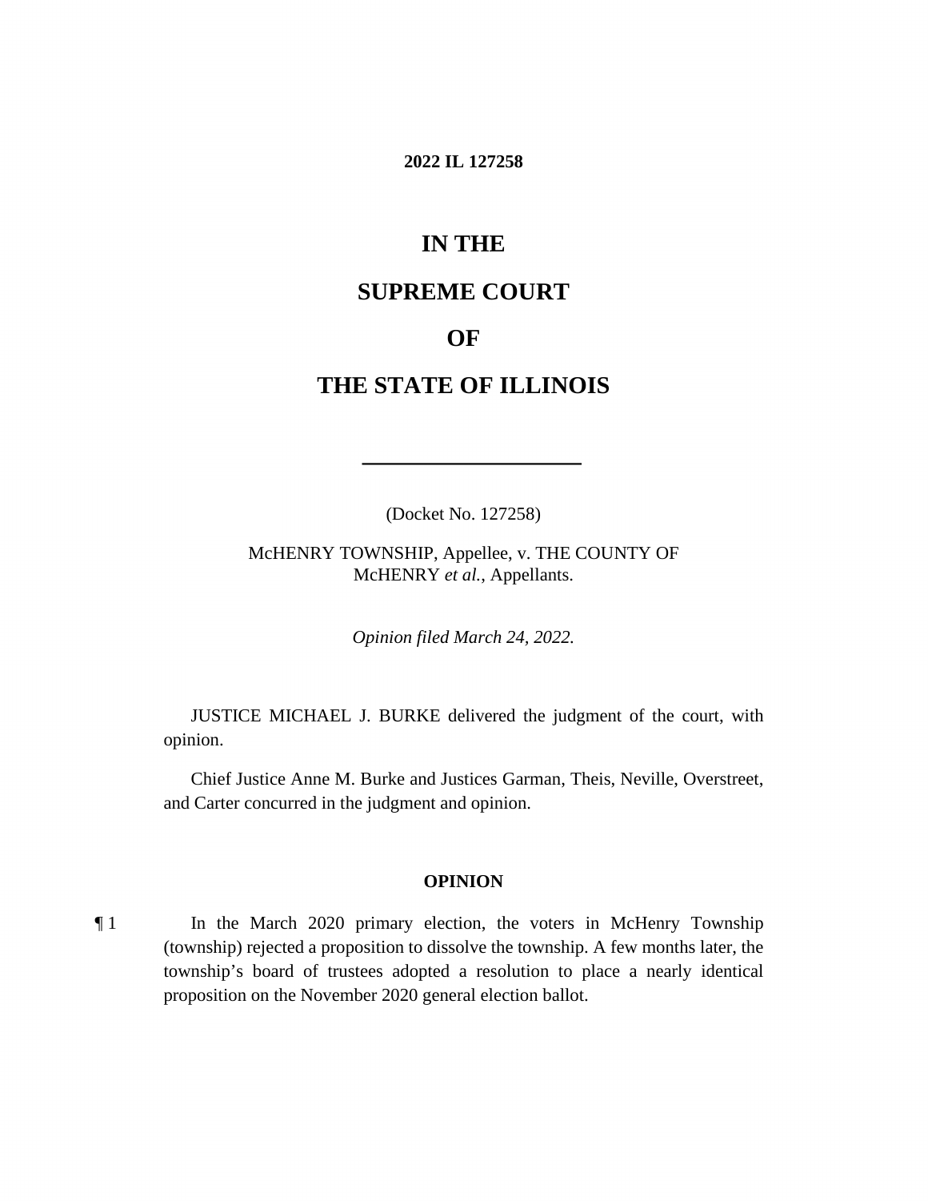**2022 IL 127258**

# IN THE

# SUPREME COURT

# OF

# THE STATE OF ILLINOIS

---

(Docket No. 127258)

McHENRY TOWNSHIP, Appellee, v. THE COUNTY OF McHENRY *et al.*, Appellants.

*Opinion filed March 24, 2022.*

JUSTICE MICHAEL J. BURKE delivered the judgment of the court, with opinion.

Chief Justice Anne M. Burke and Justices Garman, Theis, Neville, Overstreet, and Carter concurred in the judgment and opinion.

## OPINION

¶ 1 In the March 2020 primary election, the voters in McHenry Township (township) rejected a proposition to dissolve the township. A few months later, the township's board of trustees adopted a resolution to place a nearly identical proposition on the November 2020 general election ballot.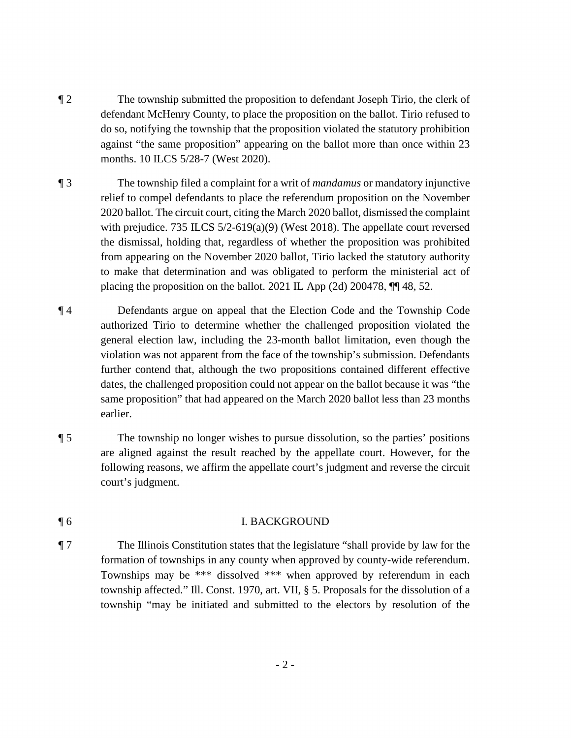¶ 2 The township submitted the proposition to defendant Joseph Tirio, the clerk of defendant McHenry County, to place the proposition on the ballot. Tirio refused to do so, notifying the township that the proposition violated the statutory prohibition against "the same proposition" appearing on the ballot more than once within 23 months. 10 ILCS 5/28-7 (West 2020).

¶ 3 The township filed a complaint for a writ of *mandamus* or mandatory injunctive relief to compel defendants to place the referendum proposition on the November 2020 ballot. The circuit court, citing the March 2020 ballot, dismissed the complaint with prejudice. 735 ILCS 5/2-619(a)(9) (West 2018). The appellate court reversed the dismissal, holding that, regardless of whether the proposition was prohibited from appearing on the November 2020 ballot, Tirio lacked the statutory authority to make that determination and was obligated to perform the ministerial act of placing the proposition on the ballot. 2021 IL App (2d) 200478, ¶¶ 48, 52.

¶ 4 Defendants argue on appeal that the Election Code and the Township Code authorized Tirio to determine whether the challenged proposition violated the general election law, including the 23-month ballot limitation, even though the violation was not apparent from the face of the township's submission. Defendants further contend that, although the two propositions contained different effective dates, the challenged proposition could not appear on the ballot because it was "the same proposition" that had appeared on the March 2020 ballot less than 23 months earlier.

¶ 5 The township no longer wishes to pursue dissolution, so the parties' positions are aligned against the result reached by the appellate court. However, for the following reasons, we affirm the appellate court's judgment and reverse the circuit court's judgment.

¶ 6 I. BACKGROUND

¶ 7 The Illinois Constitution states that the legislature "shall provide by law for the formation of townships in any county when approved by county-wide referendum. Townships may be *** dissolved *** when approved by referendum in each township affected." Ill. Const. 1970, art. VII, § 5. Proposals for the dissolution of a township "may be initiated and submitted to the electors by resolution of the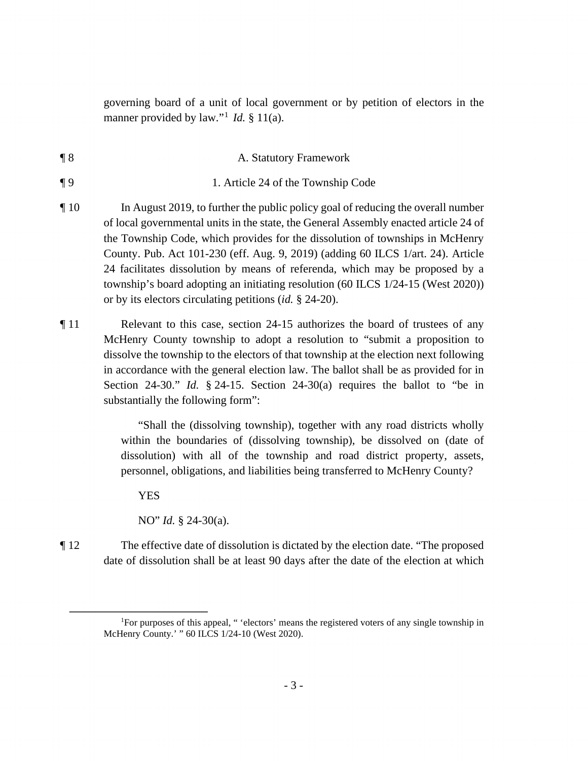governing board of a unit of local government or by petition of electors in the manner provided by law."[1] *Id.* § 11(a).

¶ 8 A. Statutory Framework

¶ 9 1. Article 24 of the Township Code

¶ 10 In August 2019, to further the public policy goal of reducing the overall number of local governmental units in the state, the General Assembly enacted article 24 of the Township Code, which provides for the dissolution of townships in McHenry County. Pub. Act 101-230 (eff. Aug. 9, 2019) (adding 60 ILCS 1/art. 24). Article 24 facilitates dissolution by means of referenda, which may be proposed by a township's board adopting an initiating resolution (60 ILCS 1/24-15 (West 2020)) or by its electors circulating petitions (*id.* § 24-20).

¶ 11 Relevant to this case, section 24-15 authorizes the board of trustees of any McHenry County township to adopt a resolution to "submit a proposition to dissolve the township to the electors of that township at the election next following in accordance with the general election law. The ballot shall be as provided for in Section 24-30." *Id.* § 24-15. Section 24-30(a) requires the ballot to "be in substantially the following form":

> "Shall the (dissolving township), together with any road districts wholly within the boundaries of (dissolving township), be dissolved on (date of dissolution) with all of the township and road district property, assets, personnel, obligations, and liabilities being transferred to McHenry County?
>
> YES
>
> NO" *Id.* § 24-30(a).

¶ 12 The effective date of dissolution is dictated by the election date. "The proposed date of dissolution shall be at least 90 days after the date of the election at which

[1]For purposes of this appeal, " 'electors' means the registered voters of any single township in McHenry County.' " 60 ILCS 1/24-10 (West 2020).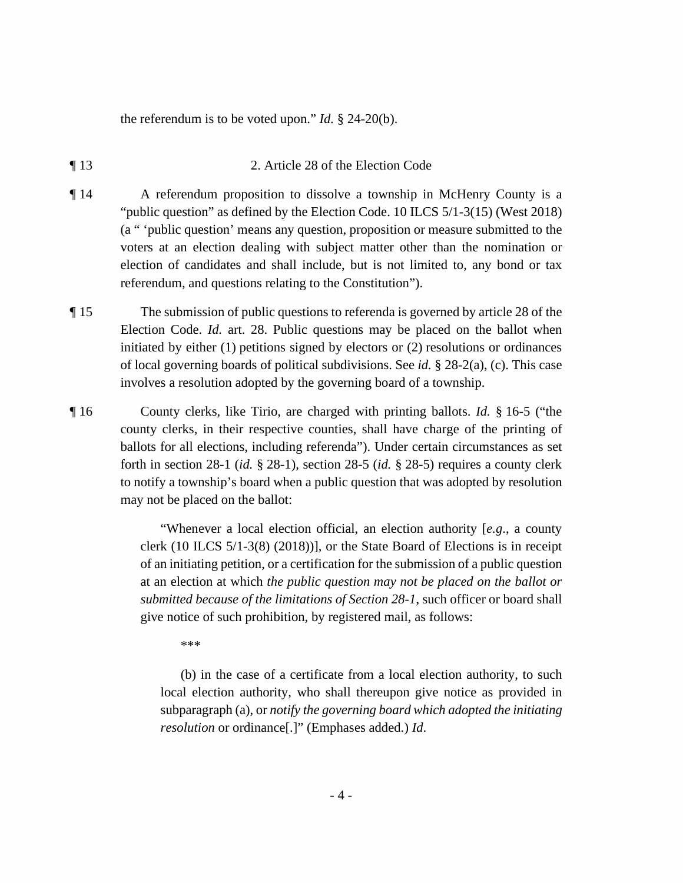the referendum is to be voted upon." *Id.* § 24-20(b).

¶ 13 2. Article 28 of the Election Code

¶ 14 A referendum proposition to dissolve a township in McHenry County is a "public question" as defined by the Election Code. 10 ILCS 5/1-3(15) (West 2018) (a " 'public question' means any question, proposition or measure submitted to the voters at an election dealing with subject matter other than the nomination or election of candidates and shall include, but is not limited to, any bond or tax referendum, and questions relating to the Constitution").

¶ 15 The submission of public questions to referenda is governed by article 28 of the Election Code. *Id.* art. 28. Public questions may be placed on the ballot when initiated by either (1) petitions signed by electors or (2) resolutions or ordinances of local governing boards of political subdivisions. See *id.* § 28-2(a), (c). This case involves a resolution adopted by the governing board of a township.

¶ 16 County clerks, like Tirio, are charged with printing ballots. *Id.* § 16-5 ("the county clerks, in their respective counties, shall have charge of the printing of ballots for all elections, including referenda"). Under certain circumstances as set forth in section 28-1 (*id.* § 28-1), section 28-5 (*id.* § 28-5) requires a county clerk to notify a township's board when a public question that was adopted by resolution may not be placed on the ballot:

> "Whenever a local election official, an election authority [*e.g*., a county clerk (10 ILCS 5/1-3(8) (2018))], or the State Board of Elections is in receipt of an initiating petition, or a certification for the submission of a public question at an election at which *the public question may not be placed on the ballot or submitted because of the limitations of Section 28-1*, such officer or board shall give notice of such prohibition, by registered mail, as follows:
>
> \*\*\*
>
> (b) in the case of a certificate from a local election authority, to such local election authority, who shall thereupon give notice as provided in subparagraph (a), or *notify the governing board which adopted the initiating resolution* or ordinance[.]" (Emphases added.) *Id*.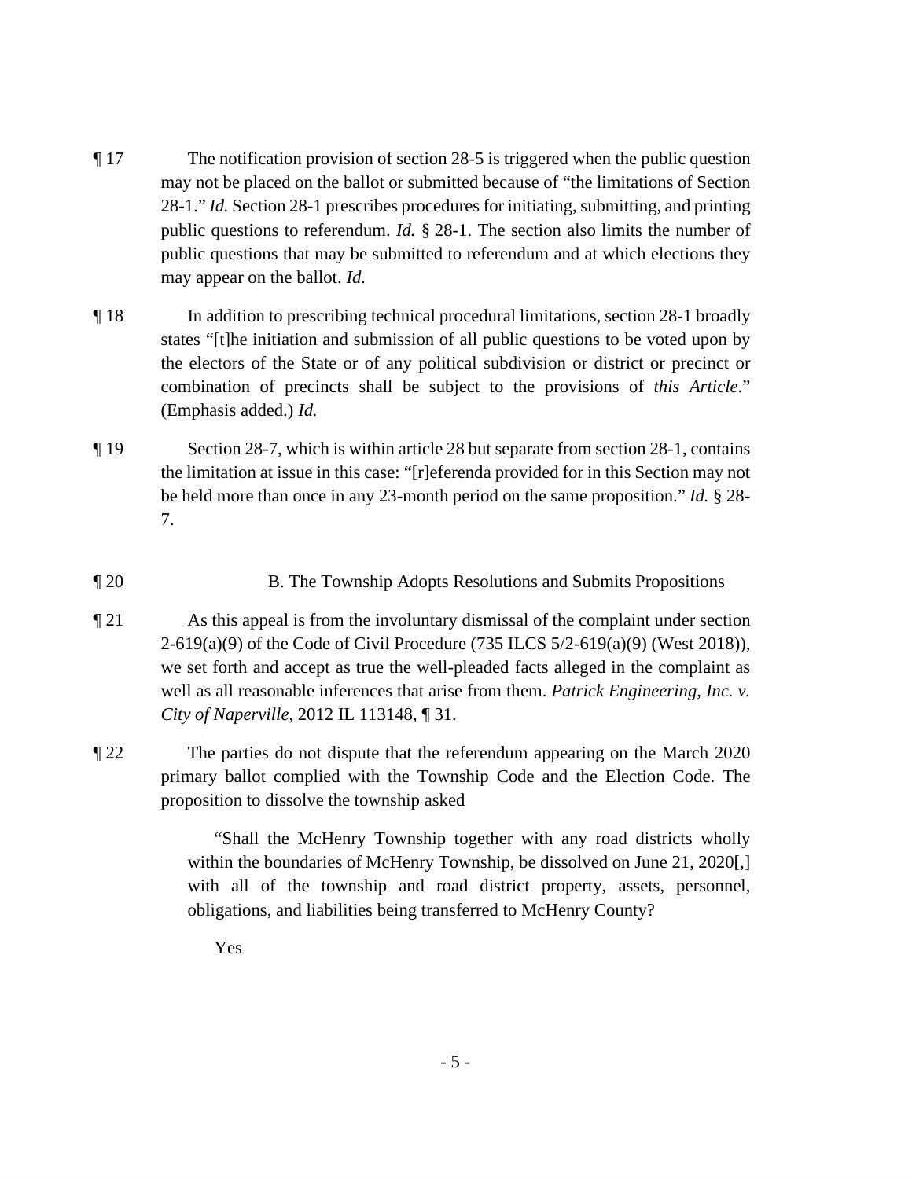¶ 17 The notification provision of section 28-5 is triggered when the public question may not be placed on the ballot or submitted because of "the limitations of Section 28-1." *Id.* Section 28-1 prescribes procedures for initiating, submitting, and printing public questions to referendum. *Id.* § 28-1. The section also limits the number of public questions that may be submitted to referendum and at which elections they may appear on the ballot. *Id.*

¶ 18 In addition to prescribing technical procedural limitations, section 28-1 broadly states "[t]he initiation and submission of all public questions to be voted upon by the electors of the State or of any political subdivision or district or precinct or combination of precincts shall be subject to the provisions of *this Article*." (Emphasis added.) *Id.*

¶ 19 Section 28-7, which is within article 28 but separate from section 28-1, contains the limitation at issue in this case: "[r]eferenda provided for in this Section may not be held more than once in any 23-month period on the same proposition." *Id.* § 28-7.

¶ 20 B. The Township Adopts Resolutions and Submits Propositions

¶ 21 As this appeal is from the involuntary dismissal of the complaint under section 2-619(a)(9) of the Code of Civil Procedure (735 ILCS 5/2-619(a)(9) (West 2018)), we set forth and accept as true the well-pleaded facts alleged in the complaint as well as all reasonable inferences that arise from them. *Patrick Engineering, Inc. v. City of Naperville*, 2012 IL 113148, ¶ 31.

¶ 22 The parties do not dispute that the referendum appearing on the March 2020 primary ballot complied with the Township Code and the Election Code. The proposition to dissolve the township asked

> "Shall the McHenry Township together with any road districts wholly within the boundaries of McHenry Township, be dissolved on June 21, 2020[,] with all of the township and road district property, assets, personnel, obligations, and liabilities being transferred to McHenry County?
>
> Yes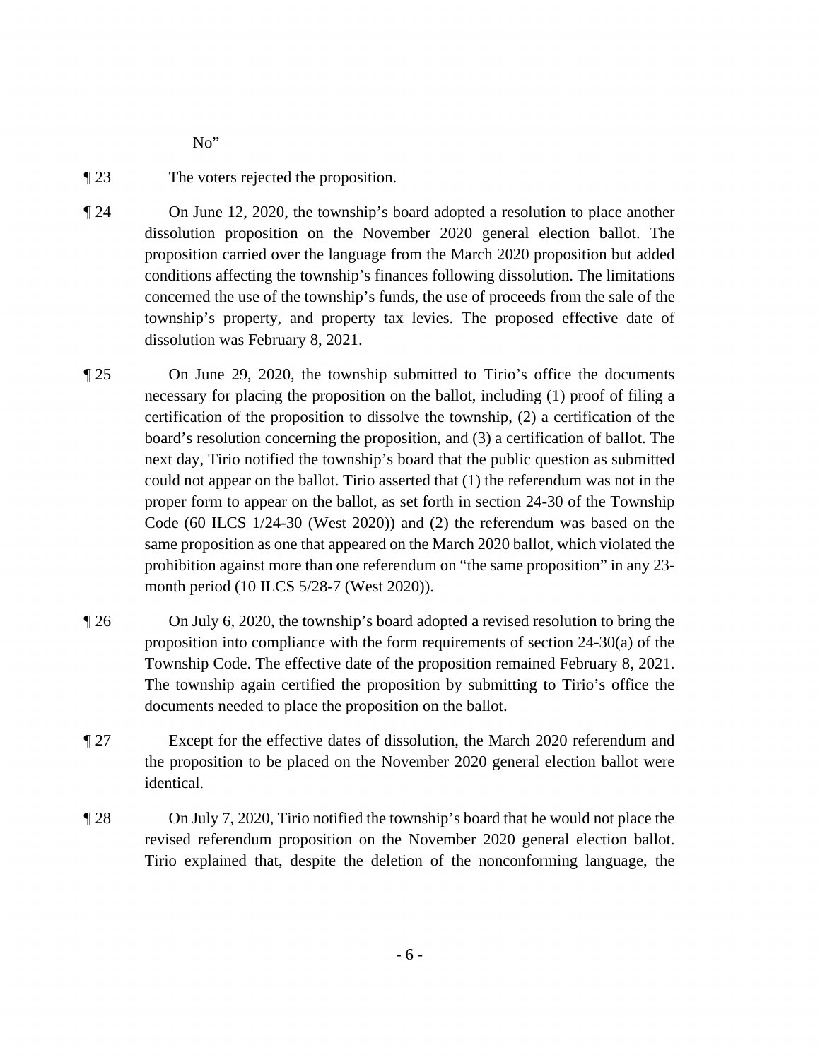No"

¶ 23 The voters rejected the proposition.

¶ 24 On June 12, 2020, the township's board adopted a resolution to place another dissolution proposition on the November 2020 general election ballot. The proposition carried over the language from the March 2020 proposition but added conditions affecting the township's finances following dissolution. The limitations concerned the use of the township's funds, the use of proceeds from the sale of the township's property, and property tax levies. The proposed effective date of dissolution was February 8, 2021.

¶ 25 On June 29, 2020, the township submitted to Tirio's office the documents necessary for placing the proposition on the ballot, including (1) proof of filing a certification of the proposition to dissolve the township, (2) a certification of the board's resolution concerning the proposition, and (3) a certification of ballot. The next day, Tirio notified the township's board that the public question as submitted could not appear on the ballot. Tirio asserted that (1) the referendum was not in the proper form to appear on the ballot, as set forth in section 24-30 of the Township Code (60 ILCS 1/24-30 (West 2020)) and (2) the referendum was based on the same proposition as one that appeared on the March 2020 ballot, which violated the prohibition against more than one referendum on "the same proposition" in any 23-month period (10 ILCS 5/28-7 (West 2020)).

¶ 26 On July 6, 2020, the township's board adopted a revised resolution to bring the proposition into compliance with the form requirements of section 24-30(a) of the Township Code. The effective date of the proposition remained February 8, 2021. The township again certified the proposition by submitting to Tirio's office the documents needed to place the proposition on the ballot.

¶ 27 Except for the effective dates of dissolution, the March 2020 referendum and the proposition to be placed on the November 2020 general election ballot were identical.

¶ 28 On July 7, 2020, Tirio notified the township's board that he would not place the revised referendum proposition on the November 2020 general election ballot. Tirio explained that, despite the deletion of the nonconforming language, the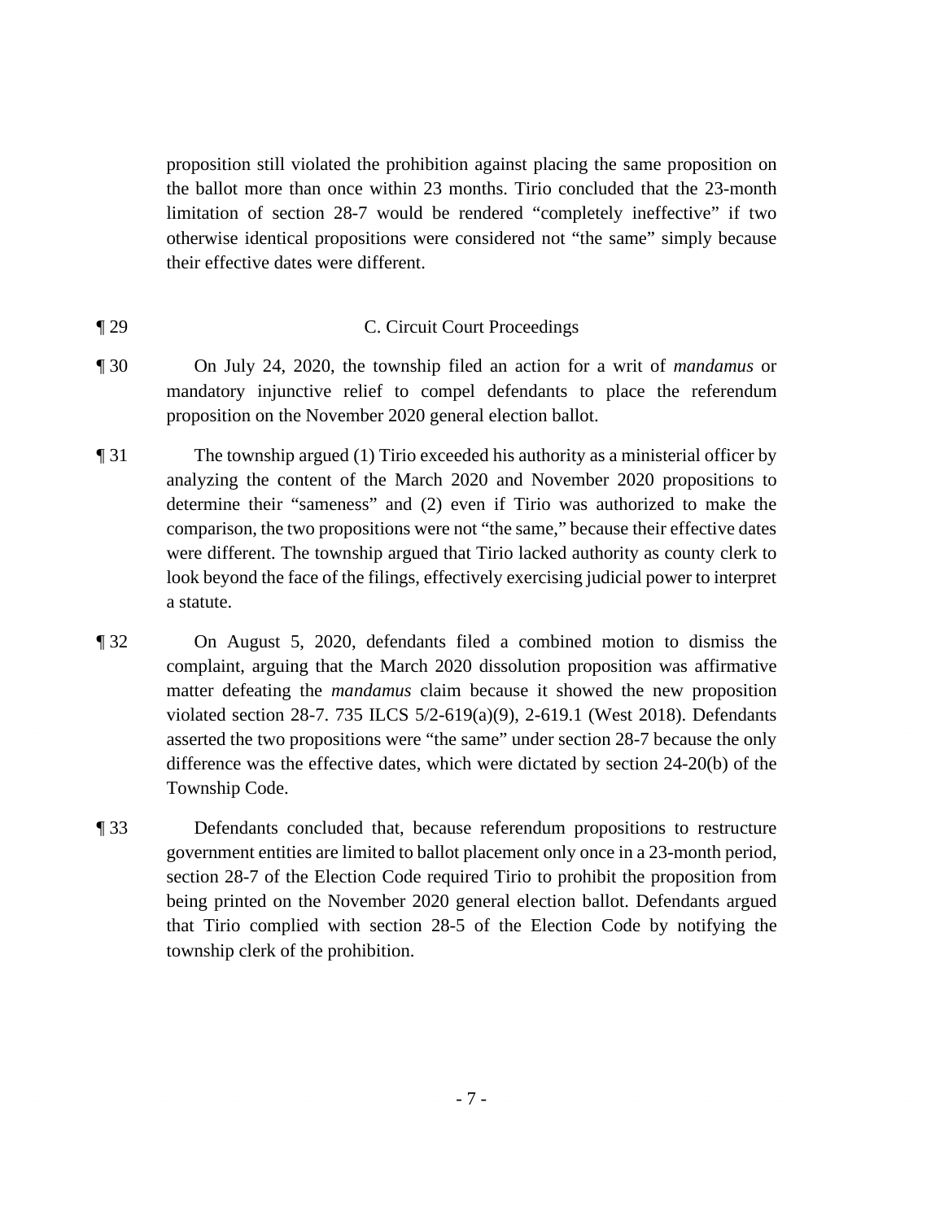proposition still violated the prohibition against placing the same proposition on the ballot more than once within 23 months. Tirio concluded that the 23-month limitation of section 28-7 would be rendered "completely ineffective" if two otherwise identical propositions were considered not "the same" simply because their effective dates were different.

¶ 29 C. Circuit Court Proceedings

¶ 30 On July 24, 2020, the township filed an action for a writ of *mandamus* or mandatory injunctive relief to compel defendants to place the referendum proposition on the November 2020 general election ballot.

¶ 31 The township argued (1) Tirio exceeded his authority as a ministerial officer by analyzing the content of the March 2020 and November 2020 propositions to determine their "sameness" and (2) even if Tirio was authorized to make the comparison, the two propositions were not "the same," because their effective dates were different. The township argued that Tirio lacked authority as county clerk to look beyond the face of the filings, effectively exercising judicial power to interpret a statute.

¶ 32 On August 5, 2020, defendants filed a combined motion to dismiss the complaint, arguing that the March 2020 dissolution proposition was affirmative matter defeating the *mandamus* claim because it showed the new proposition violated section 28-7. 735 ILCS 5/2-619(a)(9), 2-619.1 (West 2018). Defendants asserted the two propositions were "the same" under section 28-7 because the only difference was the effective dates, which were dictated by section 24-20(b) of the Township Code.

¶ 33 Defendants concluded that, because referendum propositions to restructure government entities are limited to ballot placement only once in a 23-month period, section 28-7 of the Election Code required Tirio to prohibit the proposition from being printed on the November 2020 general election ballot. Defendants argued that Tirio complied with section 28-5 of the Election Code by notifying the township clerk of the prohibition.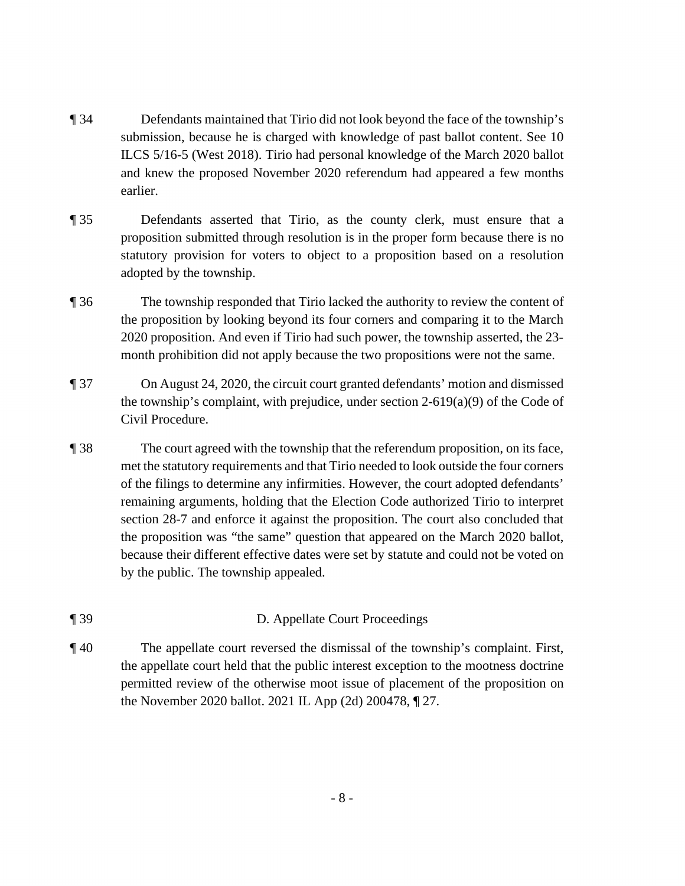¶ 34 Defendants maintained that Tirio did not look beyond the face of the township's submission, because he is charged with knowledge of past ballot content. See 10 ILCS 5/16-5 (West 2018). Tirio had personal knowledge of the March 2020 ballot and knew the proposed November 2020 referendum had appeared a few months earlier.

¶ 35 Defendants asserted that Tirio, as the county clerk, must ensure that a proposition submitted through resolution is in the proper form because there is no statutory provision for voters to object to a proposition based on a resolution adopted by the township.

¶ 36 The township responded that Tirio lacked the authority to review the content of the proposition by looking beyond its four corners and comparing it to the March 2020 proposition. And even if Tirio had such power, the township asserted, the 23-month prohibition did not apply because the two propositions were not the same.

¶ 37 On August 24, 2020, the circuit court granted defendants' motion and dismissed the township's complaint, with prejudice, under section 2-619(a)(9) of the Code of Civil Procedure.

¶ 38 The court agreed with the township that the referendum proposition, on its face, met the statutory requirements and that Tirio needed to look outside the four corners of the filings to determine any infirmities. However, the court adopted defendants' remaining arguments, holding that the Election Code authorized Tirio to interpret section 28-7 and enforce it against the proposition. The court also concluded that the proposition was "the same" question that appeared on the March 2020 ballot, because their different effective dates were set by statute and could not be voted on by the public. The township appealed.

¶ 39 D. Appellate Court Proceedings

¶ 40 The appellate court reversed the dismissal of the township's complaint. First, the appellate court held that the public interest exception to the mootness doctrine permitted review of the otherwise moot issue of placement of the proposition on the November 2020 ballot. 2021 IL App (2d) 200478, ¶ 27.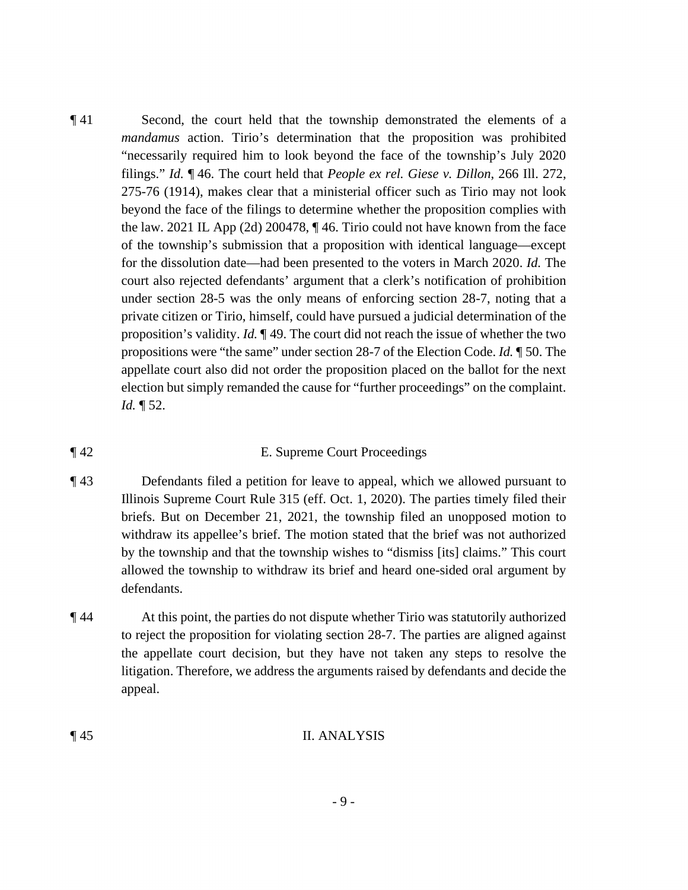¶ 41 Second, the court held that the township demonstrated the elements of a *mandamus* action. Tirio's determination that the proposition was prohibited "necessarily required him to look beyond the face of the township's July 2020 filings." *Id.* ¶ 46. The court held that *People ex rel. Giese v. Dillon*, 266 Ill. 272, 275-76 (1914), makes clear that a ministerial officer such as Tirio may not look beyond the face of the filings to determine whether the proposition complies with the law. 2021 IL App (2d) 200478, ¶ 46. Tirio could not have known from the face of the township's submission that a proposition with identical language—except for the dissolution date—had been presented to the voters in March 2020. *Id.* The court also rejected defendants' argument that a clerk's notification of prohibition under section 28-5 was the only means of enforcing section 28-7, noting that a private citizen or Tirio, himself, could have pursued a judicial determination of the proposition's validity. *Id.* ¶ 49. The court did not reach the issue of whether the two propositions were "the same" under section 28-7 of the Election Code. *Id.* ¶ 50. The appellate court also did not order the proposition placed on the ballot for the next election but simply remanded the cause for "further proceedings" on the complaint. *Id.* ¶ 52.

¶ 42 E. Supreme Court Proceedings

¶ 43 Defendants filed a petition for leave to appeal, which we allowed pursuant to Illinois Supreme Court Rule 315 (eff. Oct. 1, 2020). The parties timely filed their briefs. But on December 21, 2021, the township filed an unopposed motion to withdraw its appellee's brief. The motion stated that the brief was not authorized by the township and that the township wishes to "dismiss [its] claims." This court allowed the township to withdraw its brief and heard one-sided oral argument by defendants.

¶ 44 At this point, the parties do not dispute whether Tirio was statutorily authorized to reject the proposition for violating section 28-7. The parties are aligned against the appellate court decision, but they have not taken any steps to resolve the litigation. Therefore, we address the arguments raised by defendants and decide the appeal.

¶ 45 II. ANALYSIS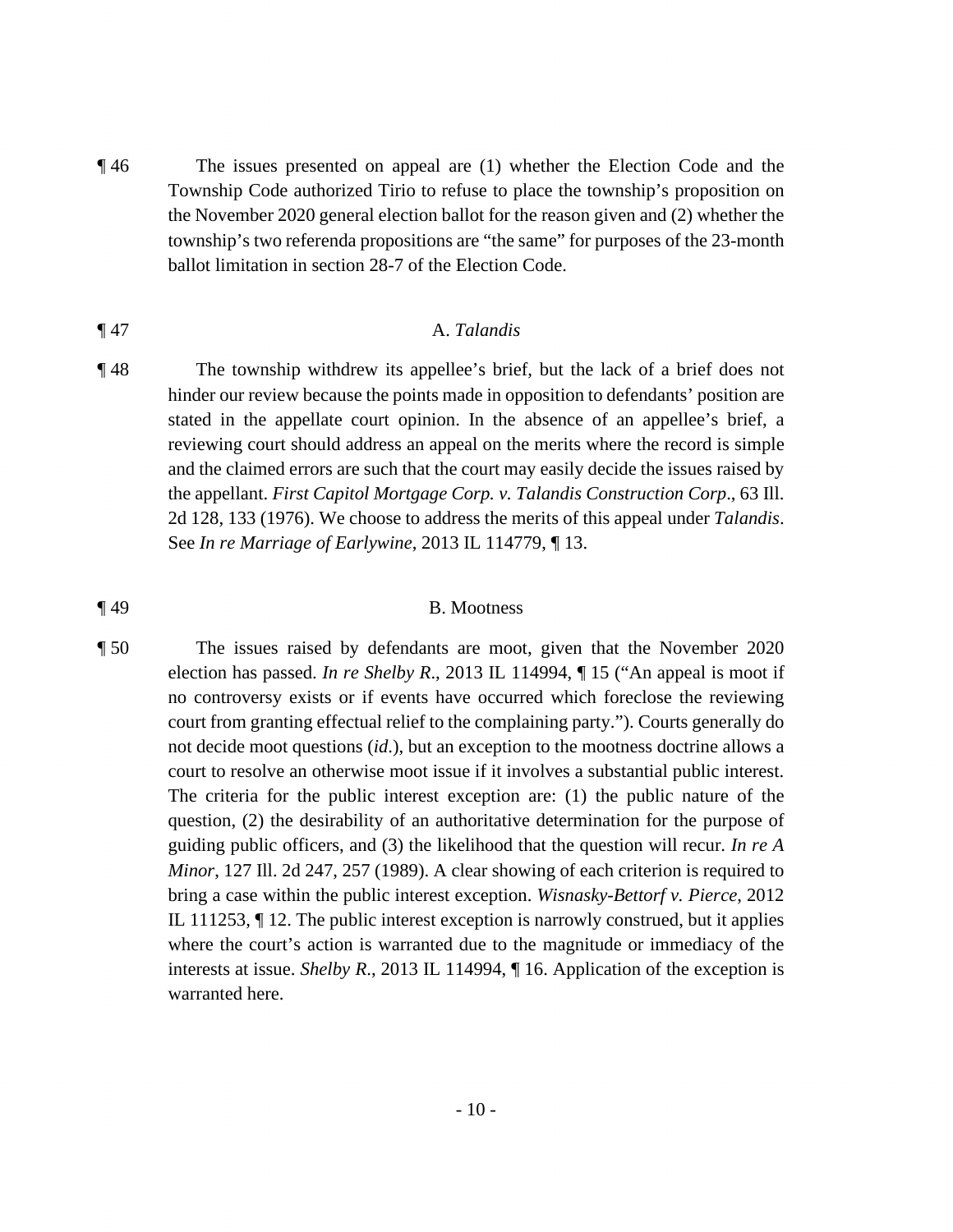¶ 46 The issues presented on appeal are (1) whether the Election Code and the Township Code authorized Tirio to refuse to place the township's proposition on the November 2020 general election ballot for the reason given and (2) whether the township's two referenda propositions are "the same" for purposes of the 23-month ballot limitation in section 28-7 of the Election Code.

¶ 47 A. *Talandis*

¶ 48 The township withdrew its appellee's brief, but the lack of a brief does not hinder our review because the points made in opposition to defendants' position are stated in the appellate court opinion. In the absence of an appellee's brief, a reviewing court should address an appeal on the merits where the record is simple and the claimed errors are such that the court may easily decide the issues raised by the appellant. *First Capitol Mortgage Corp. v. Talandis Construction Corp*., 63 Ill. 2d 128, 133 (1976). We choose to address the merits of this appeal under *Talandis*. See *In re Marriage of Earlywine*, 2013 IL 114779, ¶ 13.

¶ 49 B. Mootness

¶ 50 The issues raised by defendants are moot, given that the November 2020 election has passed. *In re Shelby R*., 2013 IL 114994, ¶ 15 ("An appeal is moot if no controversy exists or if events have occurred which foreclose the reviewing court from granting effectual relief to the complaining party."). Courts generally do not decide moot questions (*id*.), but an exception to the mootness doctrine allows a court to resolve an otherwise moot issue if it involves a substantial public interest. The criteria for the public interest exception are: (1) the public nature of the question, (2) the desirability of an authoritative determination for the purpose of guiding public officers, and (3) the likelihood that the question will recur. *In re A Minor*, 127 Ill. 2d 247, 257 (1989). A clear showing of each criterion is required to bring a case within the public interest exception. *Wisnasky-Bettorf v. Pierce*, 2012 IL 111253, ¶ 12. The public interest exception is narrowly construed, but it applies where the court's action is warranted due to the magnitude or immediacy of the interests at issue. *Shelby R*., 2013 IL 114994, ¶ 16. Application of the exception is warranted here.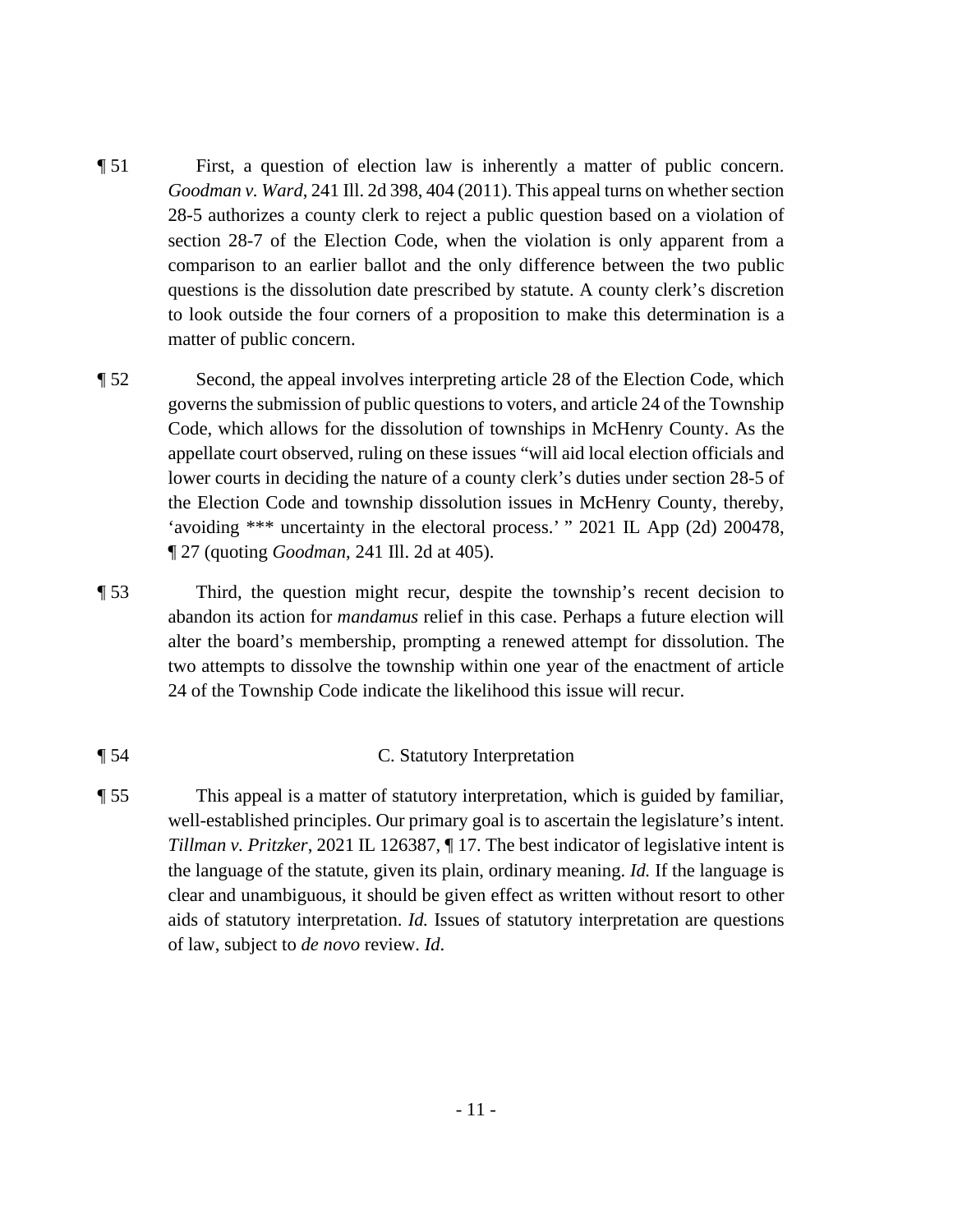¶ 51 First, a question of election law is inherently a matter of public concern. *Goodman v. Ward*, 241 Ill. 2d 398, 404 (2011). This appeal turns on whether section 28-5 authorizes a county clerk to reject a public question based on a violation of section 28-7 of the Election Code, when the violation is only apparent from a comparison to an earlier ballot and the only difference between the two public questions is the dissolution date prescribed by statute. A county clerk's discretion to look outside the four corners of a proposition to make this determination is a matter of public concern.

¶ 52 Second, the appeal involves interpreting article 28 of the Election Code, which governs the submission of public questions to voters, and article 24 of the Township Code, which allows for the dissolution of townships in McHenry County. As the appellate court observed, ruling on these issues "will aid local election officials and lower courts in deciding the nature of a county clerk's duties under section 28-5 of the Election Code and township dissolution issues in McHenry County, thereby, 'avoiding *** uncertainty in the electoral process.' " 2021 IL App (2d) 200478, ¶ 27 (quoting *Goodman*, 241 Ill. 2d at 405).

¶ 53 Third, the question might recur, despite the township's recent decision to abandon its action for *mandamus* relief in this case. Perhaps a future election will alter the board's membership, prompting a renewed attempt for dissolution. The two attempts to dissolve the township within one year of the enactment of article 24 of the Township Code indicate the likelihood this issue will recur.

## ¶ 54 C. Statutory Interpretation

¶ 55 This appeal is a matter of statutory interpretation, which is guided by familiar, well-established principles. Our primary goal is to ascertain the legislature's intent. *Tillman v. Pritzker*, 2021 IL 126387, ¶ 17. The best indicator of legislative intent is the language of the statute, given its plain, ordinary meaning. *Id.* If the language is clear and unambiguous, it should be given effect as written without resort to other aids of statutory interpretation. *Id.* Issues of statutory interpretation are questions of law, subject to *de novo* review. *Id*.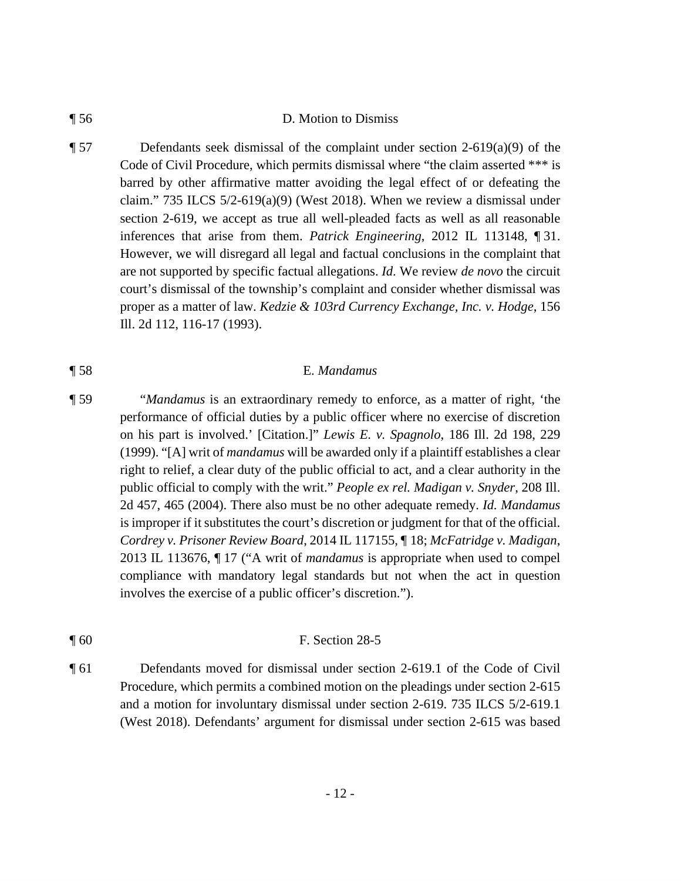¶ 56 D. Motion to Dismiss

¶ 57 Defendants seek dismissal of the complaint under section 2-619(a)(9) of the Code of Civil Procedure, which permits dismissal where "the claim asserted *** is barred by other affirmative matter avoiding the legal effect of or defeating the claim." 735 ILCS 5/2-619(a)(9) (West 2018). When we review a dismissal under section 2-619, we accept as true all well-pleaded facts as well as all reasonable inferences that arise from them. *Patrick Engineering*, 2012 IL 113148, ¶ 31. However, we will disregard all legal and factual conclusions in the complaint that are not supported by specific factual allegations. *Id.* We review *de novo* the circuit court's dismissal of the township's complaint and consider whether dismissal was proper as a matter of law. *Kedzie & 103rd Currency Exchange, Inc. v. Hodge*, 156 Ill. 2d 112, 116-17 (1993).

¶ 58 E. *Mandamus*

¶ 59 "*Mandamus* is an extraordinary remedy to enforce, as a matter of right, 'the performance of official duties by a public officer where no exercise of discretion on his part is involved.' [Citation.]" *Lewis E. v. Spagnolo*, 186 Ill. 2d 198, 229 (1999). "[A] writ of *mandamus* will be awarded only if a plaintiff establishes a clear right to relief, a clear duty of the public official to act, and a clear authority in the public official to comply with the writ." *People ex rel. Madigan v. Snyder*, 208 Ill. 2d 457, 465 (2004). There also must be no other adequate remedy. *Id. Mandamus* is improper if it substitutes the court's discretion or judgment for that of the official. *Cordrey v. Prisoner Review Board*, 2014 IL 117155, ¶ 18; *McFatridge v. Madigan*, 2013 IL 113676, ¶ 17 ("A writ of *mandamus* is appropriate when used to compel compliance with mandatory legal standards but not when the act in question involves the exercise of a public officer's discretion.").

¶ 60 F. Section 28-5

¶ 61 Defendants moved for dismissal under section 2-619.1 of the Code of Civil Procedure, which permits a combined motion on the pleadings under section 2-615 and a motion for involuntary dismissal under section 2-619. 735 ILCS 5/2-619.1 (West 2018). Defendants' argument for dismissal under section 2-615 was based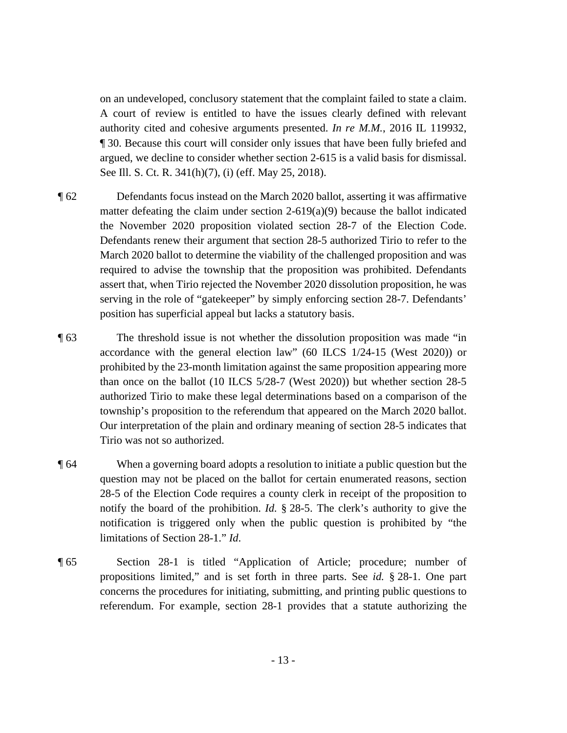on an undeveloped, conclusory statement that the complaint failed to state a claim. A court of review is entitled to have the issues clearly defined with relevant authority cited and cohesive arguments presented. *In re M.M.*, 2016 IL 119932, ¶ 30. Because this court will consider only issues that have been fully briefed and argued, we decline to consider whether section 2-615 is a valid basis for dismissal. See Ill. S. Ct. R. 341(h)(7), (i) (eff. May 25, 2018).

¶ 62 Defendants focus instead on the March 2020 ballot, asserting it was affirmative matter defeating the claim under section 2-619(a)(9) because the ballot indicated the November 2020 proposition violated section 28-7 of the Election Code. Defendants renew their argument that section 28-5 authorized Tirio to refer to the March 2020 ballot to determine the viability of the challenged proposition and was required to advise the township that the proposition was prohibited. Defendants assert that, when Tirio rejected the November 2020 dissolution proposition, he was serving in the role of "gatekeeper" by simply enforcing section 28-7. Defendants' position has superficial appeal but lacks a statutory basis.

¶ 63 The threshold issue is not whether the dissolution proposition was made "in accordance with the general election law" (60 ILCS 1/24-15 (West 2020)) or prohibited by the 23-month limitation against the same proposition appearing more than once on the ballot (10 ILCS 5/28-7 (West 2020)) but whether section 28-5 authorized Tirio to make these legal determinations based on a comparison of the township's proposition to the referendum that appeared on the March 2020 ballot. Our interpretation of the plain and ordinary meaning of section 28-5 indicates that Tirio was not so authorized.

¶ 64 When a governing board adopts a resolution to initiate a public question but the question may not be placed on the ballot for certain enumerated reasons, section 28-5 of the Election Code requires a county clerk in receipt of the proposition to notify the board of the prohibition. *Id.* § 28-5. The clerk's authority to give the notification is triggered only when the public question is prohibited by "the limitations of Section 28-1." *Id.*

¶ 65 Section 28-1 is titled "Application of Article; procedure; number of propositions limited," and is set forth in three parts. See *id.* § 28-1. One part concerns the procedures for initiating, submitting, and printing public questions to referendum. For example, section 28-1 provides that a statute authorizing the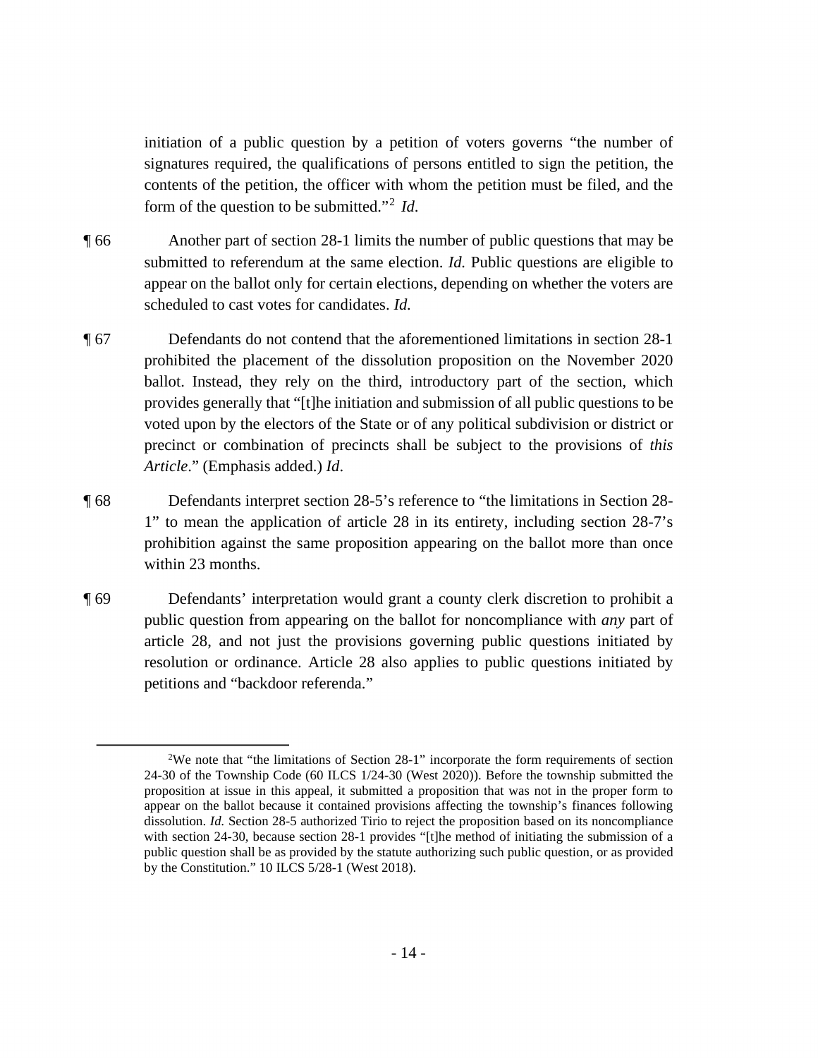initiation of a public question by a petition of voters governs "the number of signatures required, the qualifications of persons entitled to sign the petition, the contents of the petition, the officer with whom the petition must be filed, and the form of the question to be submitted."[2] *Id.*

¶ 66 Another part of section 28-1 limits the number of public questions that may be submitted to referendum at the same election. *Id.* Public questions are eligible to appear on the ballot only for certain elections, depending on whether the voters are scheduled to cast votes for candidates. *Id.*

¶ 67 Defendants do not contend that the aforementioned limitations in section 28-1 prohibited the placement of the dissolution proposition on the November 2020 ballot. Instead, they rely on the third, introductory part of the section, which provides generally that "[t]he initiation and submission of all public questions to be voted upon by the electors of the State or of any political subdivision or district or precinct or combination of precincts shall be subject to the provisions of *this Article*." (Emphasis added.) *Id*.

¶ 68 Defendants interpret section 28-5's reference to "the limitations in Section 28-1" to mean the application of article 28 in its entirety, including section 28-7's prohibition against the same proposition appearing on the ballot more than once within 23 months.

¶ 69 Defendants' interpretation would grant a county clerk discretion to prohibit a public question from appearing on the ballot for noncompliance with *any* part of article 28, and not just the provisions governing public questions initiated by resolution or ordinance. Article 28 also applies to public questions initiated by petitions and "backdoor referenda."

---

[2]We note that "the limitations of Section 28-1" incorporate the form requirements of section 24-30 of the Township Code (60 ILCS 1/24-30 (West 2020)). Before the township submitted the proposition at issue in this appeal, it submitted a proposition that was not in the proper form to appear on the ballot because it contained provisions affecting the township's finances following dissolution. *Id.* Section 28-5 authorized Tirio to reject the proposition based on its noncompliance with section 24-30, because section 28-1 provides "[t]he method of initiating the submission of a public question shall be as provided by the statute authorizing such public question, or as provided by the Constitution." 10 ILCS 5/28-1 (West 2018).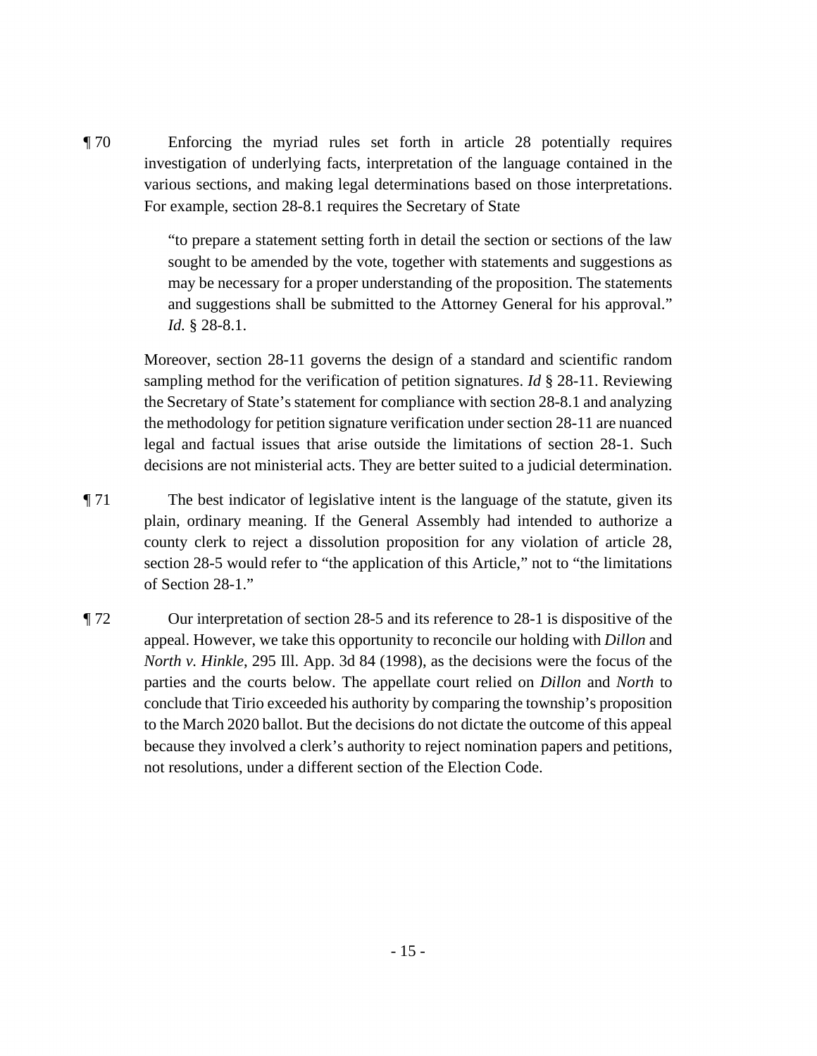¶ 70 Enforcing the myriad rules set forth in article 28 potentially requires investigation of underlying facts, interpretation of the language contained in the various sections, and making legal determinations based on those interpretations. For example, section 28-8.1 requires the Secretary of State

> "to prepare a statement setting forth in detail the section or sections of the law sought to be amended by the vote, together with statements and suggestions as may be necessary for a proper understanding of the proposition. The statements and suggestions shall be submitted to the Attorney General for his approval." *Id.* § 28-8.1.

Moreover, section 28-11 governs the design of a standard and scientific random sampling method for the verification of petition signatures. *Id* § 28-11. Reviewing the Secretary of State's statement for compliance with section 28-8.1 and analyzing the methodology for petition signature verification under section 28-11 are nuanced legal and factual issues that arise outside the limitations of section 28-1. Such decisions are not ministerial acts. They are better suited to a judicial determination.

¶ 71 The best indicator of legislative intent is the language of the statute, given its plain, ordinary meaning. If the General Assembly had intended to authorize a county clerk to reject a dissolution proposition for any violation of article 28, section 28-5 would refer to "the application of this Article," not to "the limitations of Section 28-1."

¶ 72 Our interpretation of section 28-5 and its reference to 28-1 is dispositive of the appeal. However, we take this opportunity to reconcile our holding with *Dillon* and *North v. Hinkle*, 295 Ill. App. 3d 84 (1998), as the decisions were the focus of the parties and the courts below. The appellate court relied on *Dillon* and *North* to conclude that Tirio exceeded his authority by comparing the township's proposition to the March 2020 ballot. But the decisions do not dictate the outcome of this appeal because they involved a clerk's authority to reject nomination papers and petitions, not resolutions, under a different section of the Election Code.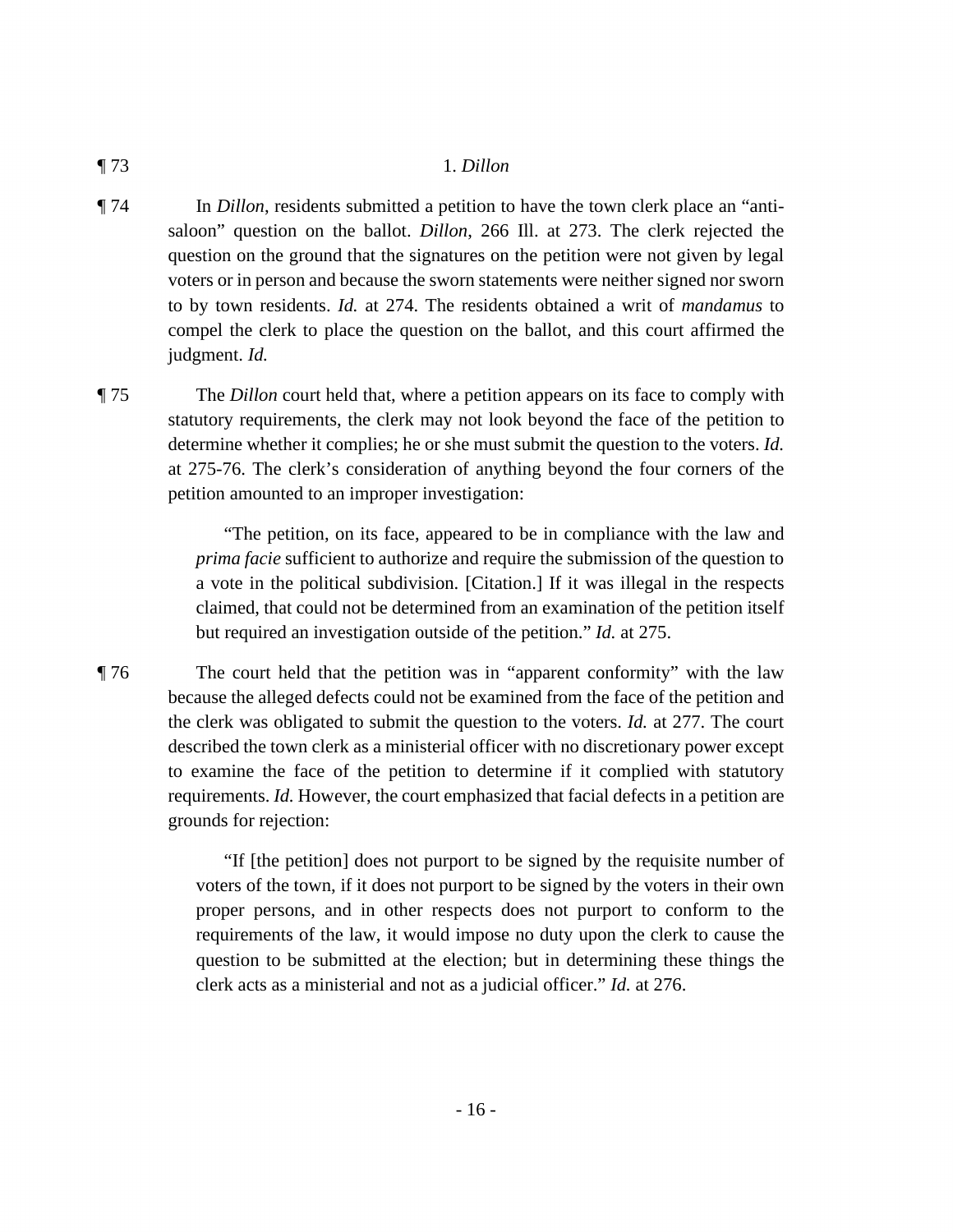¶ 73 1. *Dillon*

¶ 74 In *Dillon*, residents submitted a petition to have the town clerk place an "anti-saloon" question on the ballot. *Dillon*, 266 Ill. at 273. The clerk rejected the question on the ground that the signatures on the petition were not given by legal voters or in person and because the sworn statements were neither signed nor sworn to by town residents. *Id.* at 274. The residents obtained a writ of *mandamus* to compel the clerk to place the question on the ballot, and this court affirmed the judgment. *Id.*

¶ 75 The *Dillon* court held that, where a petition appears on its face to comply with statutory requirements, the clerk may not look beyond the face of the petition to determine whether it complies; he or she must submit the question to the voters. *Id.* at 275-76. The clerk's consideration of anything beyond the four corners of the petition amounted to an improper investigation:

> "The petition, on its face, appeared to be in compliance with the law and *prima facie* sufficient to authorize and require the submission of the question to a vote in the political subdivision. [Citation.] If it was illegal in the respects claimed, that could not be determined from an examination of the petition itself but required an investigation outside of the petition." *Id.* at 275.

¶ 76 The court held that the petition was in "apparent conformity" with the law because the alleged defects could not be examined from the face of the petition and the clerk was obligated to submit the question to the voters. *Id.* at 277. The court described the town clerk as a ministerial officer with no discretionary power except to examine the face of the petition to determine if it complied with statutory requirements. *Id.* However, the court emphasized that facial defects in a petition are grounds for rejection:

> "If [the petition] does not purport to be signed by the requisite number of voters of the town, if it does not purport to be signed by the voters in their own proper persons, and in other respects does not purport to conform to the requirements of the law, it would impose no duty upon the clerk to cause the question to be submitted at the election; but in determining these things the clerk acts as a ministerial and not as a judicial officer." *Id.* at 276.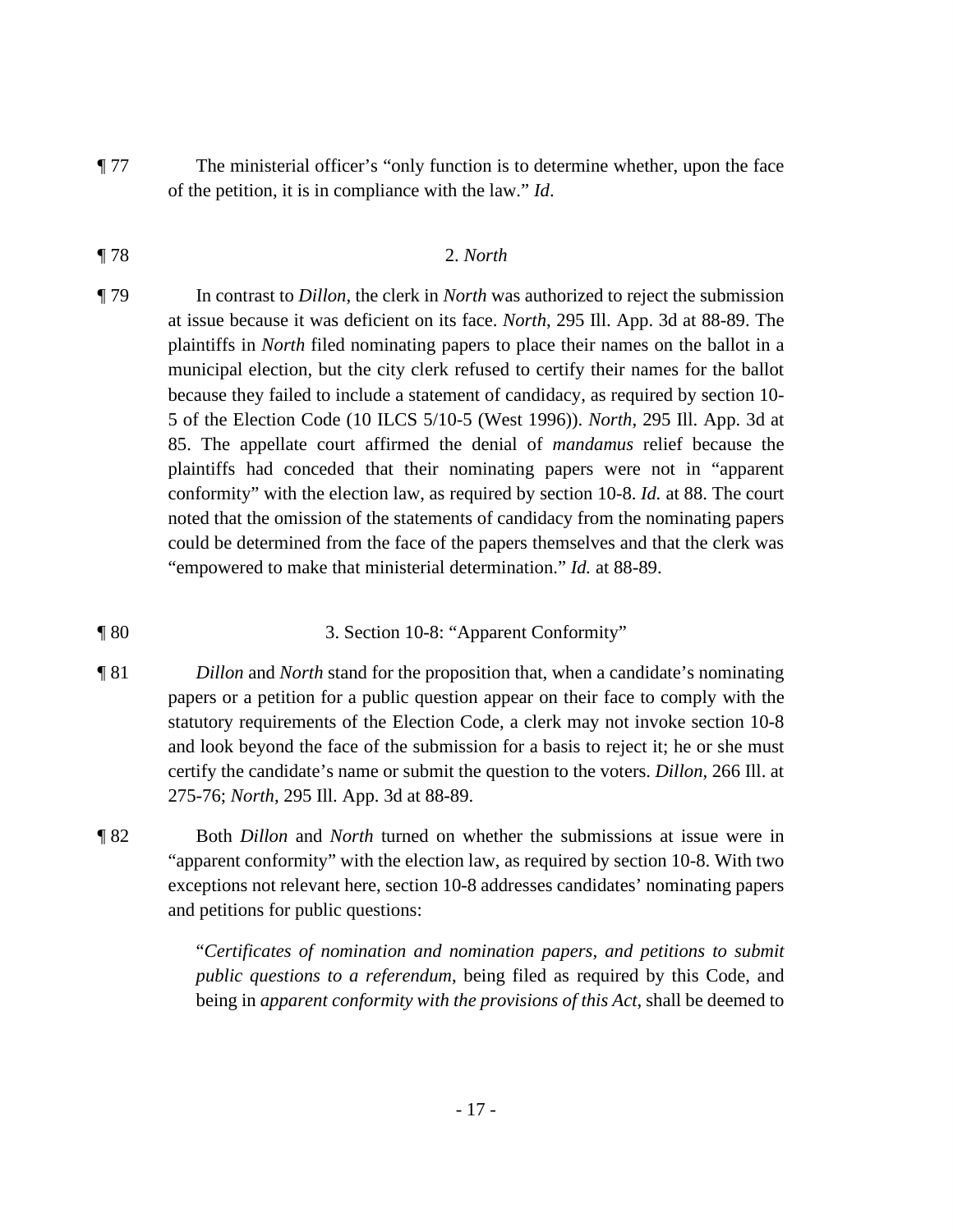¶ 77 The ministerial officer's "only function is to determine whether, upon the face of the petition, it is in compliance with the law." *Id*.

¶ 78 2. *North*

¶ 79 In contrast to *Dillon*, the clerk in *North* was authorized to reject the submission at issue because it was deficient on its face. *North*, 295 Ill. App. 3d at 88-89. The plaintiffs in *North* filed nominating papers to place their names on the ballot in a municipal election, but the city clerk refused to certify their names for the ballot because they failed to include a statement of candidacy, as required by section 10-5 of the Election Code (10 ILCS 5/10-5 (West 1996)). *North*, 295 Ill. App. 3d at 85. The appellate court affirmed the denial of *mandamus* relief because the plaintiffs had conceded that their nominating papers were not in "apparent conformity" with the election law, as required by section 10-8. *Id.* at 88. The court noted that the omission of the statements of candidacy from the nominating papers could be determined from the face of the papers themselves and that the clerk was "empowered to make that ministerial determination." *Id.* at 88-89.

¶ 80 3. Section 10-8: "Apparent Conformity"

¶ 81 *Dillon* and *North* stand for the proposition that, when a candidate's nominating papers or a petition for a public question appear on their face to comply with the statutory requirements of the Election Code, a clerk may not invoke section 10-8 and look beyond the face of the submission for a basis to reject it; he or she must certify the candidate's name or submit the question to the voters. *Dillon*, 266 Ill. at 275-76; *North*, 295 Ill. App. 3d at 88-89.

¶ 82 Both *Dillon* and *North* turned on whether the submissions at issue were in "apparent conformity" with the election law, as required by section 10-8. With two exceptions not relevant here, section 10-8 addresses candidates' nominating papers and petitions for public questions:

> "*Certificates of nomination and nomination papers, and petitions to submit public questions to a referendum*, being filed as required by this Code, and being in *apparent conformity with the provisions of this Act*, shall be deemed to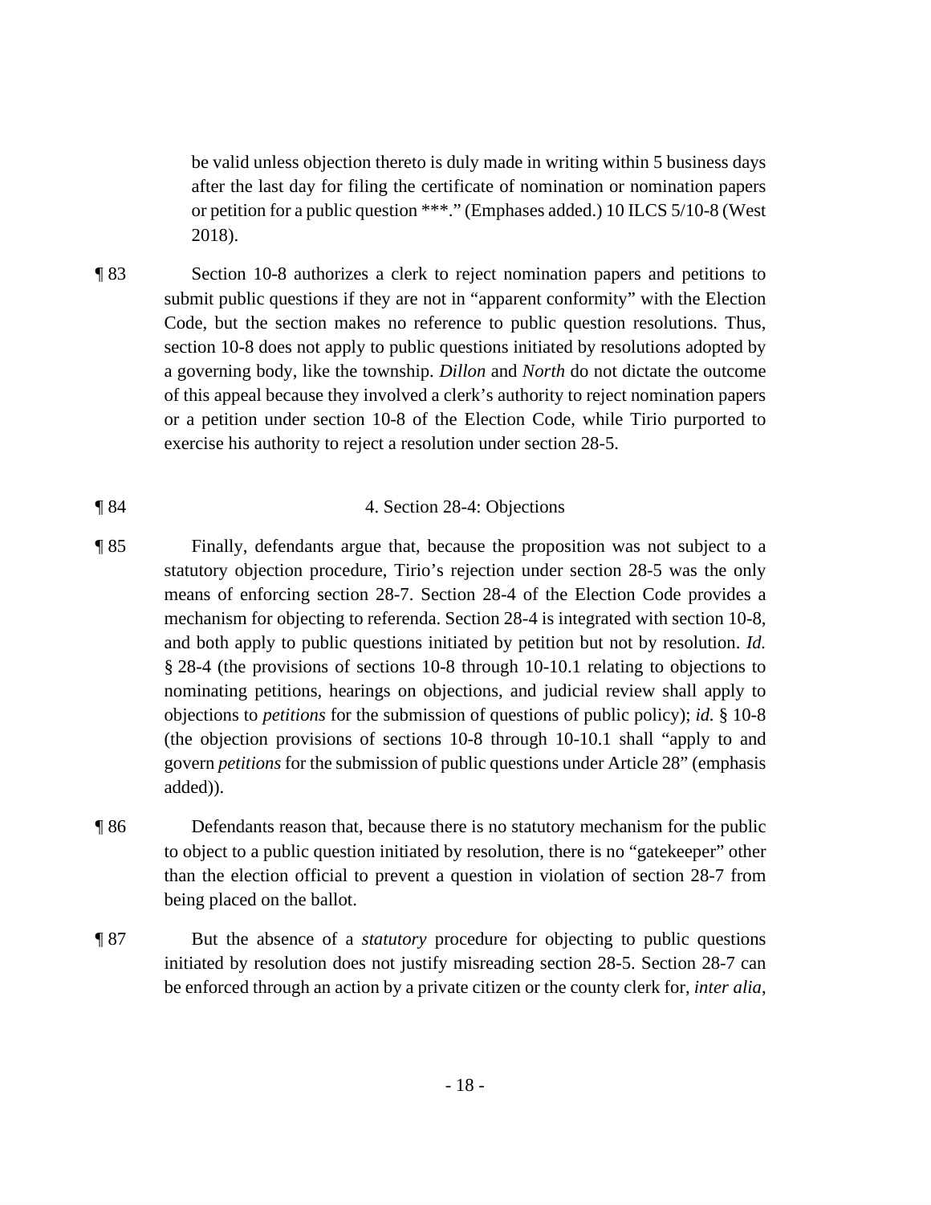be valid unless objection thereto is duly made in writing within 5 business days after the last day for filing the certificate of nomination or nomination papers or petition for a public question ***." (Emphases added.) 10 ILCS 5/10-8 (West 2018).

¶ 83 Section 10-8 authorizes a clerk to reject nomination papers and petitions to submit public questions if they are not in "apparent conformity" with the Election Code, but the section makes no reference to public question resolutions. Thus, section 10-8 does not apply to public questions initiated by resolutions adopted by a governing body, like the township. *Dillon* and *North* do not dictate the outcome of this appeal because they involved a clerk's authority to reject nomination papers or a petition under section 10-8 of the Election Code, while Tirio purported to exercise his authority to reject a resolution under section 28-5.

¶ 84 4. Section 28-4: Objections

¶ 85 Finally, defendants argue that, because the proposition was not subject to a statutory objection procedure, Tirio's rejection under section 28-5 was the only means of enforcing section 28-7. Section 28-4 of the Election Code provides a mechanism for objecting to referenda. Section 28-4 is integrated with section 10-8, and both apply to public questions initiated by petition but not by resolution. *Id.* § 28-4 (the provisions of sections 10-8 through 10-10.1 relating to objections to nominating petitions, hearings on objections, and judicial review shall apply to objections to *petitions* for the submission of questions of public policy); *id.* § 10-8 (the objection provisions of sections 10-8 through 10-10.1 shall "apply to and govern *petitions* for the submission of public questions under Article 28" (emphasis added)).

¶ 86 Defendants reason that, because there is no statutory mechanism for the public to object to a public question initiated by resolution, there is no "gatekeeper" other than the election official to prevent a question in violation of section 28-7 from being placed on the ballot.

¶ 87 But the absence of a *statutory* procedure for objecting to public questions initiated by resolution does not justify misreading section 28-5. Section 28-7 can be enforced through an action by a private citizen or the county clerk for, *inter alia*,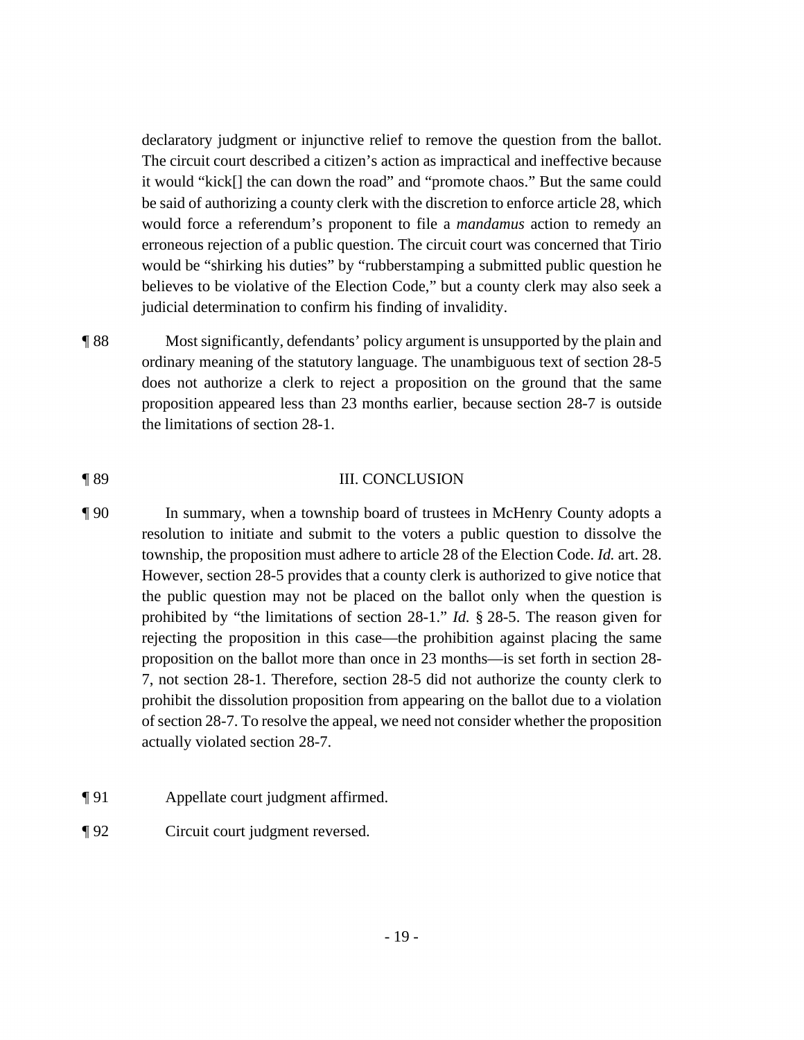declaratory judgment or injunctive relief to remove the question from the ballot. The circuit court described a citizen's action as impractical and ineffective because it would "kick[] the can down the road" and "promote chaos." But the same could be said of authorizing a county clerk with the discretion to enforce article 28, which would force a referendum's proponent to file a *mandamus* action to remedy an erroneous rejection of a public question. The circuit court was concerned that Tirio would be "shirking his duties" by "rubberstamping a submitted public question he believes to be violative of the Election Code," but a county clerk may also seek a judicial determination to confirm his finding of invalidity.

¶ 88 Most significantly, defendants' policy argument is unsupported by the plain and ordinary meaning of the statutory language. The unambiguous text of section 28-5 does not authorize a clerk to reject a proposition on the ground that the same proposition appeared less than 23 months earlier, because section 28-7 is outside the limitations of section 28-1.

¶ 89

## III. CONCLUSION

¶ 90 In summary, when a township board of trustees in McHenry County adopts a resolution to initiate and submit to the voters a public question to dissolve the township, the proposition must adhere to article 28 of the Election Code. *Id.* art. 28. However, section 28-5 provides that a county clerk is authorized to give notice that the public question may not be placed on the ballot only when the question is prohibited by "the limitations of section 28-1." *Id.* § 28-5. The reason given for rejecting the proposition in this case—the prohibition against placing the same proposition on the ballot more than once in 23 months—is set forth in section 28-7, not section 28-1. Therefore, section 28-5 did not authorize the county clerk to prohibit the dissolution proposition from appearing on the ballot due to a violation of section 28-7. To resolve the appeal, we need not consider whether the proposition actually violated section 28-7.

¶ 91 Appellate court judgment affirmed.

¶ 92 Circuit court judgment reversed.